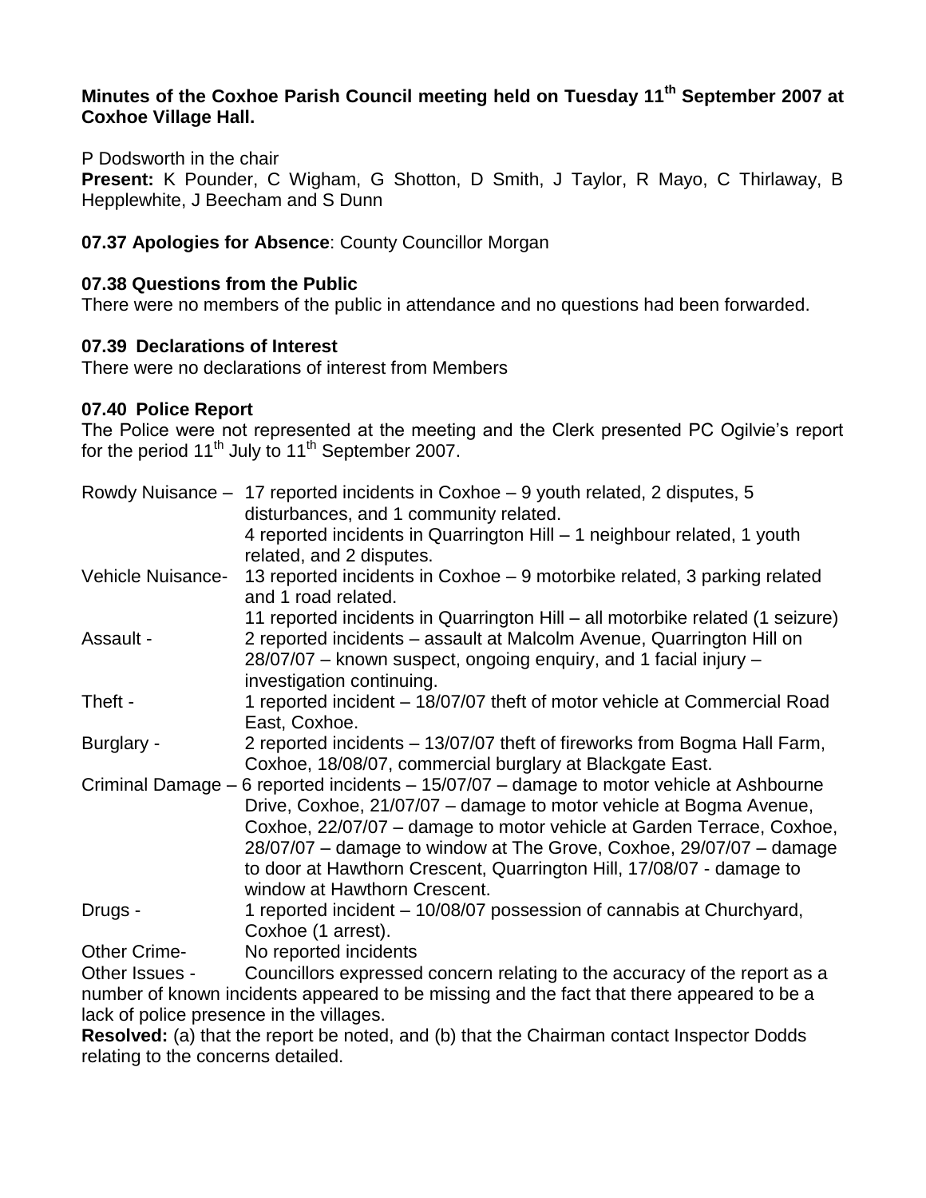**Minutes of the Coxhoe Parish Council meeting held on Tuesday 11th September 2007 at Coxhoe Village Hall.**

P Dodsworth in the chair

**Present:** K Pounder, C Wigham, G Shotton, D Smith, J Taylor, R Mayo, C Thirlaway, B Hepplewhite, J Beecham and S Dunn

**07.37 Apologies for Absence**: County Councillor Morgan

**07.38 Questions from the Public**

There were no members of the public in attendance and no questions had been forwarded.

**07.39 Declarations of Interest**

There were no declarations of interest from Members

**07.40 Police Report**

The Police were not represented at the meeting and the Clerk presented PC Ogilvie's report for the period 11th July to 11th September 2007.

Rowdy Nuisance – 17 reported incidents in Coxhoe – 9 youth related, 2 disputes, 5 disturbances, and 1 community related.
4 reported incidents in Quarrington Hill – 1 neighbour related, 1 youth related, and 2 disputes.

Vehicle Nuisance- 13 reported incidents in Coxhoe – 9 motorbike related, 3 parking related and 1 road related.
11 reported incidents in Quarrington Hill – all motorbike related (1 seizure)

Assault - 2 reported incidents – assault at Malcolm Avenue, Quarrington Hill on 28/07/07 – known suspect, ongoing enquiry, and 1 facial injury – investigation continuing.

Theft - 1 reported incident – 18/07/07 theft of motor vehicle at Commercial Road East, Coxhoe.

Burglary - 2 reported incidents – 13/07/07 theft of fireworks from Bogma Hall Farm, Coxhoe, 18/08/07, commercial burglary at Blackgate East.

Criminal Damage – 6 reported incidents – 15/07/07 – damage to motor vehicle at Ashbourne Drive, Coxhoe, 21/07/07 – damage to motor vehicle at Bogma Avenue, Coxhoe, 22/07/07 – damage to motor vehicle at Garden Terrace, Coxhoe, 28/07/07 – damage to window at The Grove, Coxhoe, 29/07/07 – damage to door at Hawthorn Crescent, Quarrington Hill, 17/08/07 - damage to window at Hawthorn Crescent.

Drugs - 1 reported incident – 10/08/07 possession of cannabis at Churchyard, Coxhoe (1 arrest).

Other Crime- No reported incidents

Other Issues - Councillors expressed concern relating to the accuracy of the report as a number of known incidents appeared to be missing and the fact that there appeared to be a lack of police presence in the villages.

**Resolved:** (a) that the report be noted, and (b) that the Chairman contact Inspector Dodds relating to the concerns detailed.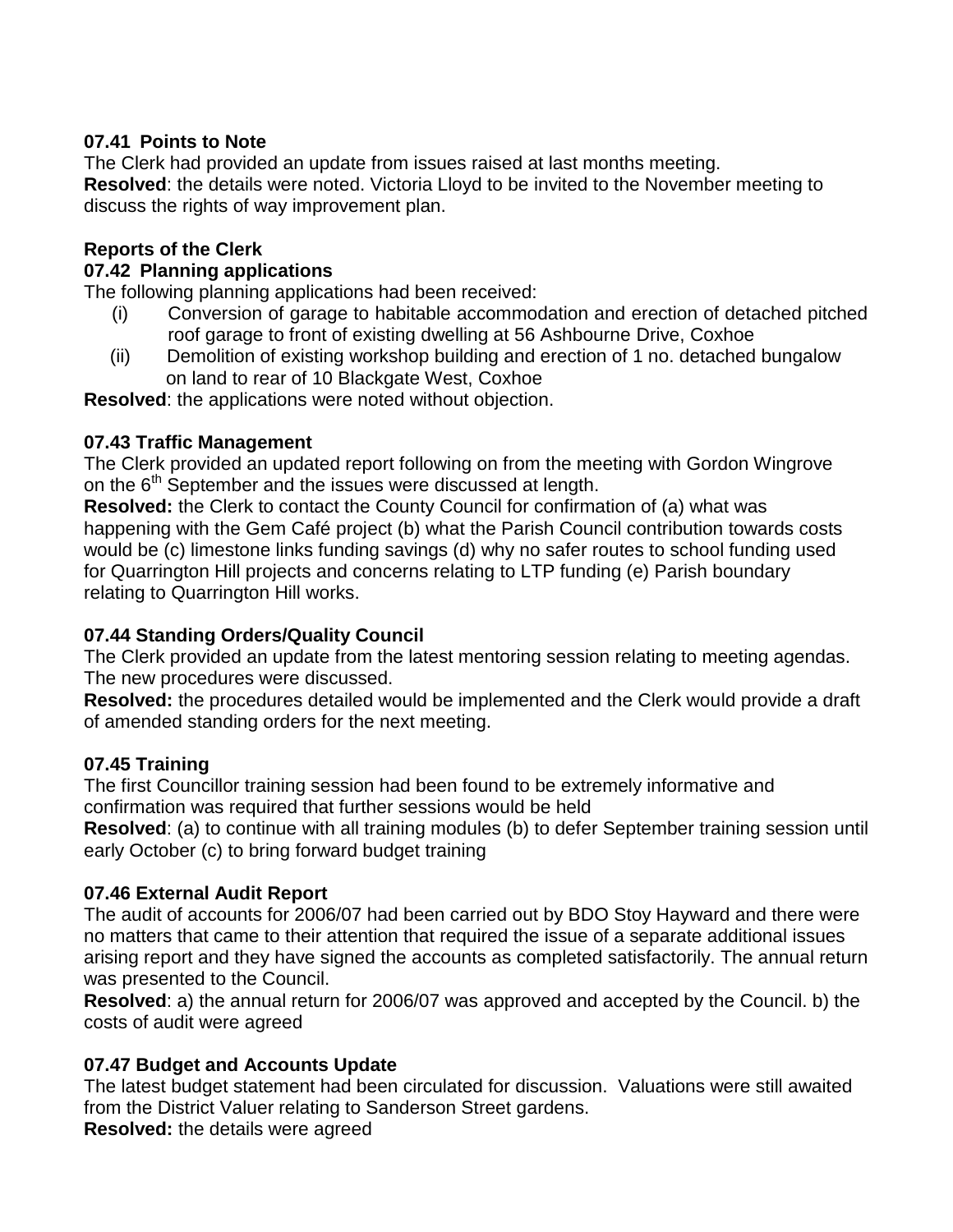**07.41 Points to Note**
The Clerk had provided an update from issues raised at last months meeting.
**Resolved**: the details were noted. Victoria Lloyd to be invited to the November meeting to discuss the rights of way improvement plan.

**Reports of the Clerk**

**07.42 Planning applications**
The following planning applications had been received:

(i) Conversion of garage to habitable accommodation and erection of detached pitched roof garage to front of existing dwelling at 56 Ashbourne Drive, Coxhoe

(ii) Demolition of existing workshop building and erection of 1 no. detached bungalow on land to rear of 10 Blackgate West, Coxhoe

**Resolved**: the applications were noted without objection.

**07.43 Traffic Management**
The Clerk provided an updated report following on from the meeting with Gordon Wingrove on the 6th September and the issues were discussed at length.
**Resolved:** the Clerk to contact the County Council for confirmation of (a) what was happening with the Gem Café project (b) what the Parish Council contribution towards costs would be (c) limestone links funding savings (d) why no safer routes to school funding used for Quarrington Hill projects and concerns relating to LTP funding (e) Parish boundary relating to Quarrington Hill works.

**07.44 Standing Orders/Quality Council**
The Clerk provided an update from the latest mentoring session relating to meeting agendas. The new procedures were discussed.
**Resolved:** the procedures detailed would be implemented and the Clerk would provide a draft of amended standing orders for the next meeting.

**07.45 Training**
The first Councillor training session had been found to be extremely informative and confirmation was required that further sessions would be held
**Resolved**: (a) to continue with all training modules (b) to defer September training session until early October (c) to bring forward budget training

**07.46 External Audit Report**
The audit of accounts for 2006/07 had been carried out by BDO Stoy Hayward and there were no matters that came to their attention that required the issue of a separate additional issues arising report and they have signed the accounts as completed satisfactorily. The annual return was presented to the Council.
**Resolved**: a) the annual return for 2006/07 was approved and accepted by the Council. b) the costs of audit were agreed

**07.47 Budget and Accounts Update**
The latest budget statement had been circulated for discussion. Valuations were still awaited from the District Valuer relating to Sanderson Street gardens.
**Resolved:** the details were agreed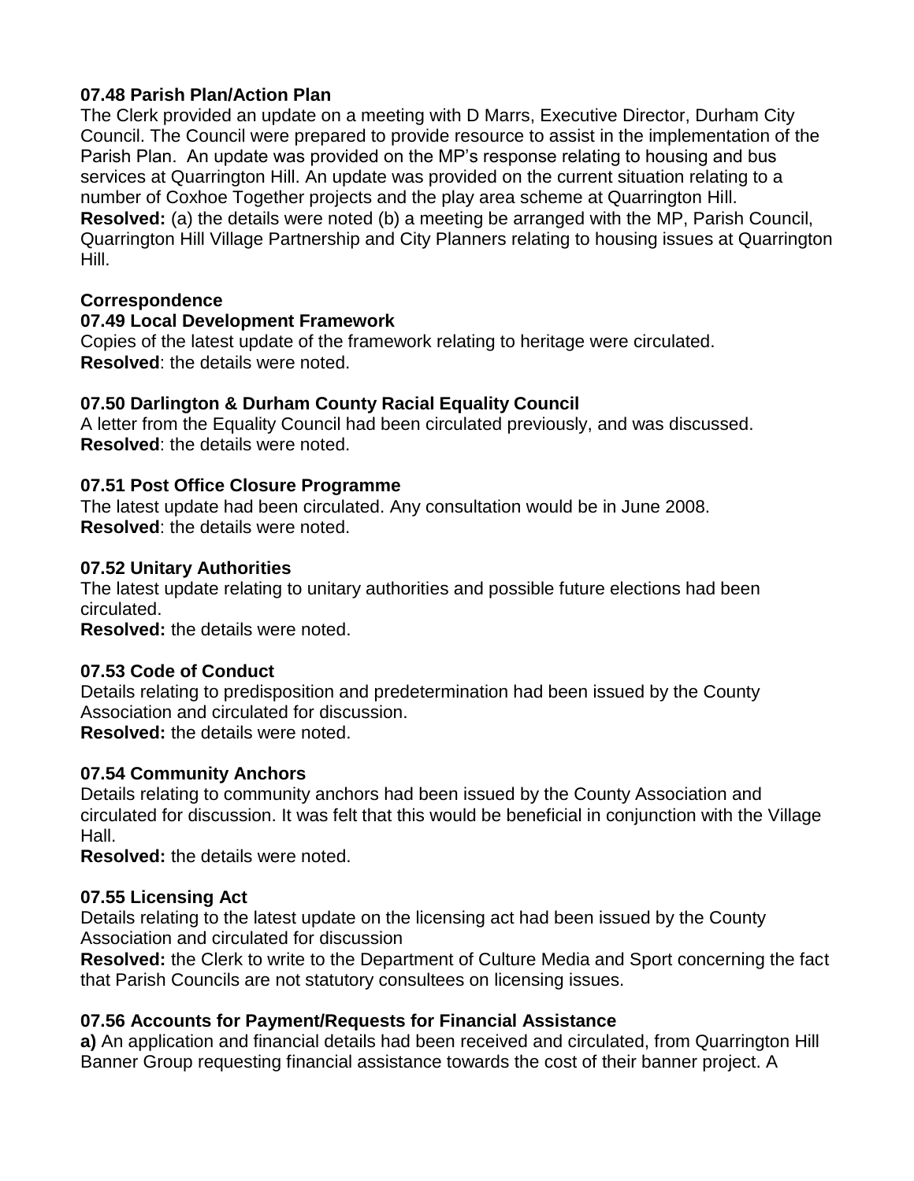**07.48 Parish Plan/Action Plan**

The Clerk provided an update on a meeting with D Marrs, Executive Director, Durham City Council. The Council were prepared to provide resource to assist in the implementation of the Parish Plan. An update was provided on the MP's response relating to housing and bus services at Quarrington Hill. An update was provided on the current situation relating to a number of Coxhoe Together projects and the play area scheme at Quarrington Hill.
**Resolved:** (a) the details were noted (b) a meeting be arranged with the MP, Parish Council, Quarrington Hill Village Partnership and City Planners relating to housing issues at Quarrington Hill.

**Correspondence**

**07.49 Local Development Framework**

Copies of the latest update of the framework relating to heritage were circulated.
**Resolved**: the details were noted.

**07.50 Darlington & Durham County Racial Equality Council**

A letter from the Equality Council had been circulated previously, and was discussed.
**Resolved**: the details were noted.

**07.51 Post Office Closure Programme**

The latest update had been circulated. Any consultation would be in June 2008.
**Resolved**: the details were noted.

**07.52 Unitary Authorities**

The latest update relating to unitary authorities and possible future elections had been circulated.
**Resolved:** the details were noted.

**07.53 Code of Conduct**

Details relating to predisposition and predetermination had been issued by the County Association and circulated for discussion.
**Resolved:** the details were noted.

**07.54 Community Anchors**

Details relating to community anchors had been issued by the County Association and circulated for discussion. It was felt that this would be beneficial in conjunction with the Village Hall.
**Resolved:** the details were noted.

**07.55 Licensing Act**

Details relating to the latest update on the licensing act had been issued by the County Association and circulated for discussion
**Resolved:** the Clerk to write to the Department of Culture Media and Sport concerning the fact that Parish Councils are not statutory consultees on licensing issues.

**07.56 Accounts for Payment/Requests for Financial Assistance**

**a)** An application and financial details had been received and circulated, from Quarrington Hill Banner Group requesting financial assistance towards the cost of their banner project. A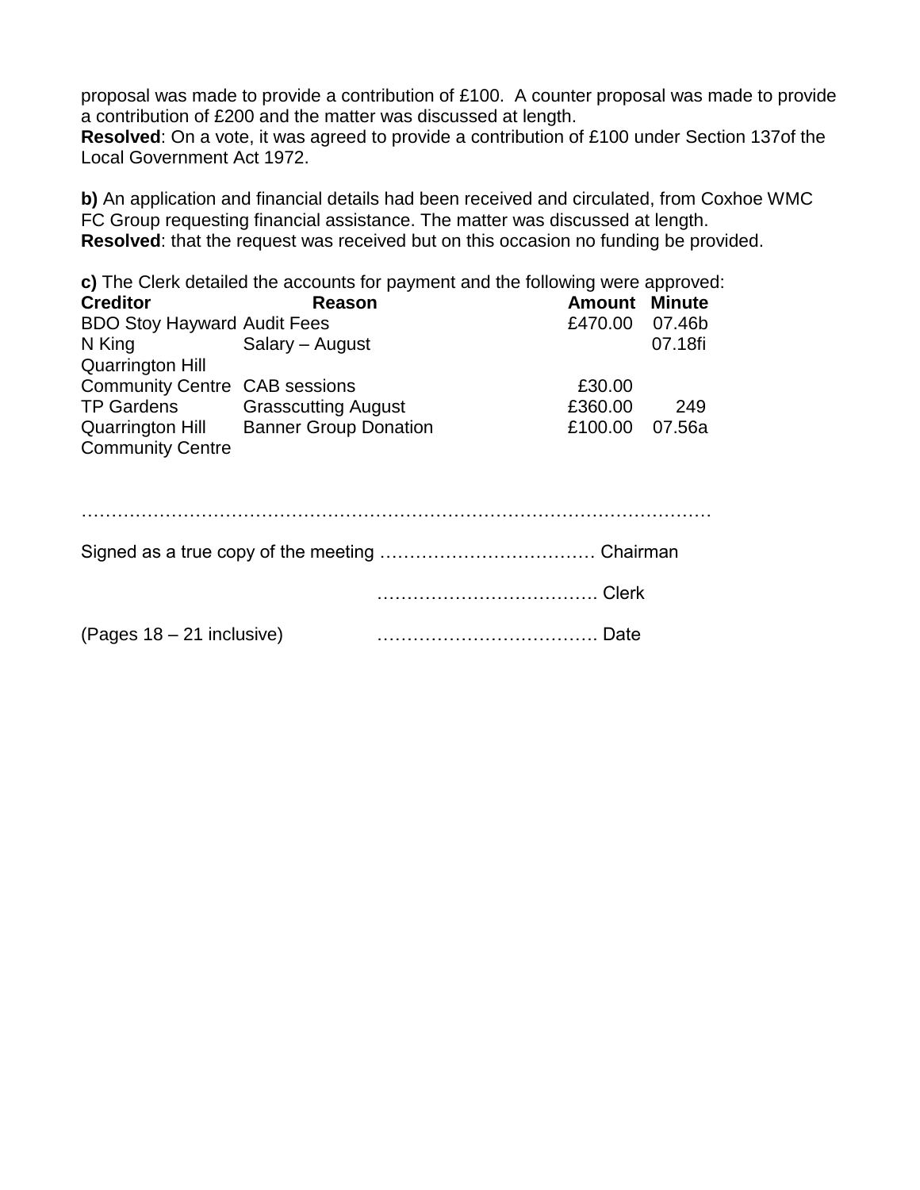proposal was made to provide a contribution of £100. A counter proposal was made to provide a contribution of £200 and the matter was discussed at length.
**Resolved**: On a vote, it was agreed to provide a contribution of £100 under Section 137of the Local Government Act 1972.

**b)** An application and financial details had been received and circulated, from Coxhoe WMC FC Group requesting financial assistance. The matter was discussed at length.
**Resolved**: that the request was received but on this occasion no funding be provided.

**c)** The Clerk detailed the accounts for payment and the following were approved:

| **Creditor** | **Reason** | **Amount** | **Minute** |
|---|---|---|---|
| BDO Stoy Hayward | Audit Fees | £470.00 | 07.46b |
| N King | Salary – August | | 07.18fi |
| Quarrington Hill Community Centre | CAB sessions | £30.00 | |
| TP Gardens | Grasscutting August | £360.00 | 249 |
| Quarrington Hill Community Centre | Banner Group Donation | £100.00 | 07.56a |

…………………………………………………………………………………………

Signed as a true copy of the meeting ……………………………… Chairman

………………………………. Clerk

(Pages 18 – 21 inclusive) ………………………………. Date